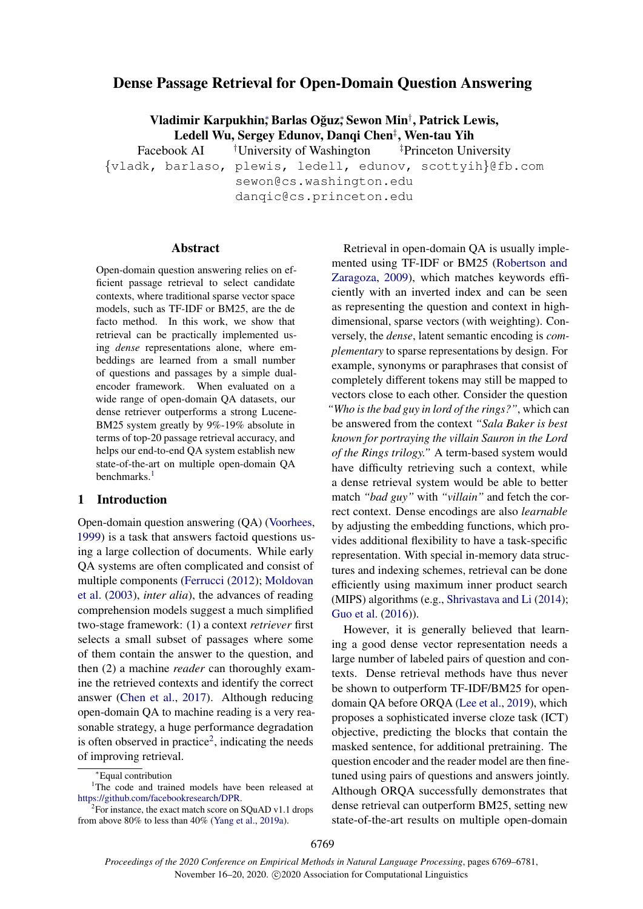# Dense Passage Retrieval for Open-Domain Question Answering

**Vladimir Karpukhin*, Barlas Oğuz*, Sewon Min†, Patrick Lewis, Ledell Wu, Sergey Edunov, Danqi Chen‡, Wen-tau Yih**

Facebook AI †University of Washington ‡Princeton University

{vladk, barlaso, plewis, ledell, edunov, scottyih}@fb.com
sewon@cs.washington.edu
danqic@cs.princeton.edu

## Abstract

Open-domain question answering relies on efficient passage retrieval to select candidate contexts, where traditional sparse vector space models, such as TF-IDF or BM25, are the de facto method. In this work, we show that retrieval can be practically implemented using *dense* representations alone, where embeddings are learned from a small number of questions and passages by a simple dual-encoder framework. When evaluated on a wide range of open-domain QA datasets, our dense retriever outperforms a strong Lucene-BM25 system greatly by 9%-19% absolute in terms of top-20 passage retrieval accuracy, and helps our end-to-end QA system establish new state-of-the-art on multiple open-domain QA benchmarks.[1]

## 1 Introduction

Open-domain question answering (QA) (Voorhees, 1999) is a task that answers factoid questions using a large collection of documents. While early QA systems are often complicated and consist of multiple components (Ferrucci (2012); Moldovan et al. (2003), *inter alia*), the advances of reading comprehension models suggest a much simplified two-stage framework: (1) a context *retriever* first selects a small subset of passages where some of them contain the answer to the question, and then (2) a machine *reader* can thoroughly examine the retrieved contexts and identify the correct answer (Chen et al., 2017). Although reducing open-domain QA to machine reading is a very reasonable strategy, a huge performance degradation is often observed in practice[2], indicating the needs of improving retrieval.

Retrieval in open-domain QA is usually implemented using TF-IDF or BM25 (Robertson and Zaragoza, 2009), which matches keywords efficiently with an inverted index and can be seen as representing the question and context in high-dimensional, sparse vectors (with weighting). Conversely, the *dense*, latent semantic encoding is *complementary* to sparse representations by design. For example, synonyms or paraphrases that consist of completely different tokens may still be mapped to vectors close to each other. Consider the question *"Who is the bad guy in lord of the rings?"*, which can be answered from the context *"Sala Baker is best known for portraying the villain Sauron in the Lord of the Rings trilogy."* A term-based system would have difficulty retrieving such a context, while a dense retrieval system would be able to better match *"bad guy"* with *"villain"* and fetch the correct context. Dense encodings are also *learnable* by adjusting the embedding functions, which provides additional flexibility to have a task-specific representation. With special in-memory data structures and indexing schemes, retrieval can be done efficiently using maximum inner product search (MIPS) algorithms (e.g., Shrivastava and Li (2014); Guo et al. (2016)).

However, it is generally believed that learning a good dense vector representation needs a large number of labeled pairs of question and contexts. Dense retrieval methods have thus never be shown to outperform TF-IDF/BM25 for open-domain QA before ORQA (Lee et al., 2019), which proposes a sophisticated inverse cloze task (ICT) objective, predicting the blocks that contain the masked sentence, for additional pretraining. The question encoder and the reader model are then fine-tuned using pairs of questions and answers jointly. Although ORQA successfully demonstrates that dense retrieval can outperform BM25, setting new state-of-the-art results on multiple open-domain

---

*Equal contribution

[1] The code and trained models have been released at https://github.com/facebookresearch/DPR.

[2] For instance, the exact match score on SQuAD v1.1 drops from above 80% to less than 40% (Yang et al., 2019a).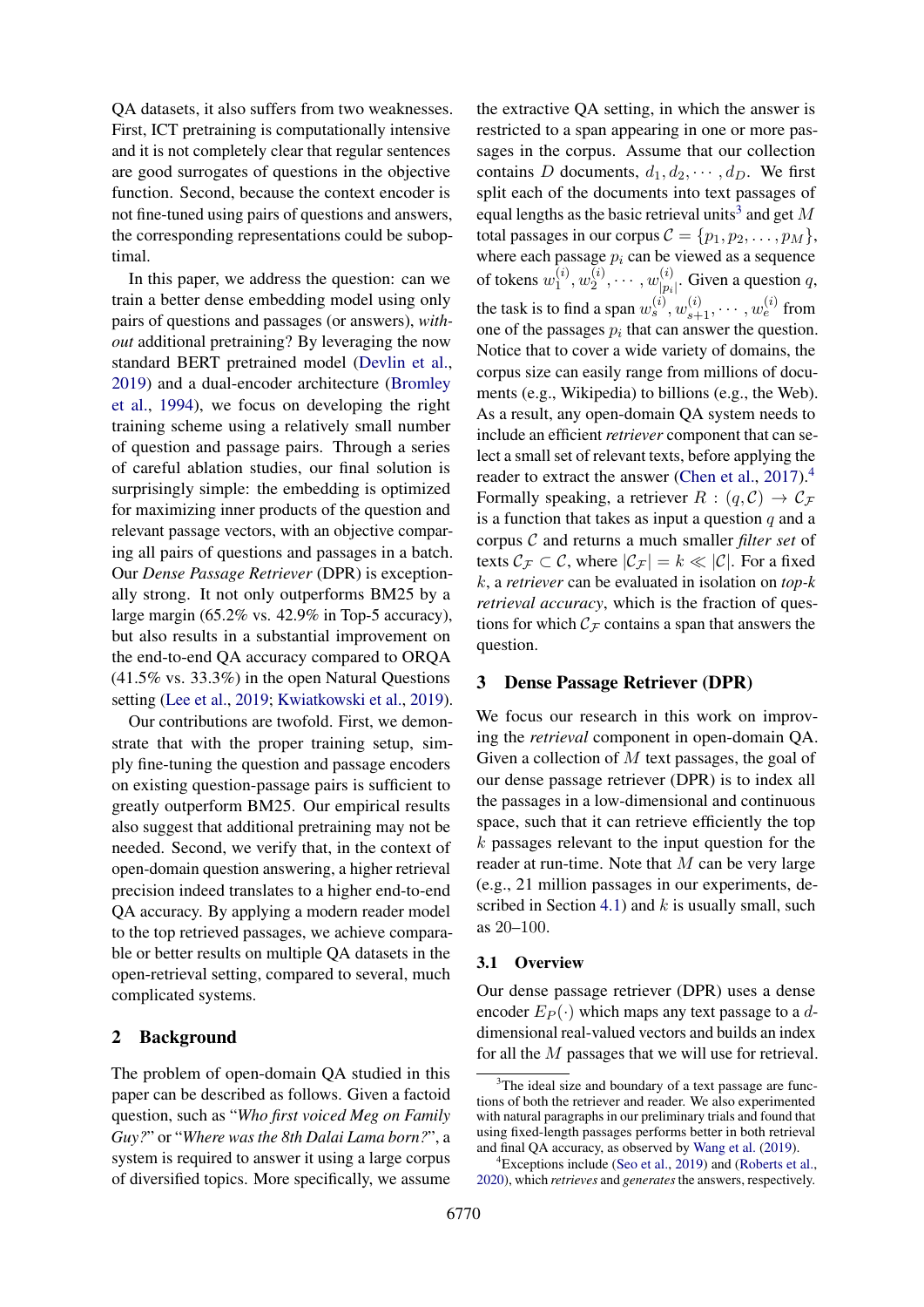QA datasets, it also suffers from two weaknesses. First, ICT pretraining is computationally intensive and it is not completely clear that regular sentences are good surrogates of questions in the objective function. Second, because the context encoder is not fine-tuned using pairs of questions and answers, the corresponding representations could be suboptimal.

In this paper, we address the question: can we train a better dense embedding model using only pairs of questions and passages (or answers), *without* additional pretraining? By leveraging the now standard BERT pretrained model (Devlin et al., 2019) and a dual-encoder architecture (Bromley et al., 1994), we focus on developing the right training scheme using a relatively small number of question and passage pairs. Through a series of careful ablation studies, our final solution is surprisingly simple: the embedding is optimized for maximizing inner products of the question and relevant passage vectors, with an objective comparing all pairs of questions and passages in a batch. Our *Dense Passage Retriever* (DPR) is exceptionally strong. It not only outperforms BM25 by a large margin (65.2% vs. 42.9% in Top-5 accuracy), but also results in a substantial improvement on the end-to-end QA accuracy compared to ORQA (41.5% vs. 33.3%) in the open Natural Questions setting (Lee et al., 2019; Kwiatkowski et al., 2019).

Our contributions are twofold. First, we demonstrate that with the proper training setup, simply fine-tuning the question and passage encoders on existing question-passage pairs is sufficient to greatly outperform BM25. Our empirical results also suggest that additional pretraining may not be needed. Second, we verify that, in the context of open-domain question answering, a higher retrieval precision indeed translates to a higher end-to-end QA accuracy. By applying a modern reader model to the top retrieved passages, we achieve comparable or better results on multiple QA datasets in the open-retrieval setting, compared to several, much complicated systems.

## 2 Background

The problem of open-domain QA studied in this paper can be described as follows. Given a factoid question, such as "*Who first voiced Meg on Family Guy?*" or "*Where was the 8th Dalai Lama born?*", a system is required to answer it using a large corpus of diversified topics. More specifically, we assume the extractive QA setting, in which the answer is restricted to a span appearing in one or more passages in the corpus. Assume that our collection contains $D$ documents, $d_1, d_2, \cdots, d_D$. We first split each of the documents into text passages of equal lengths as the basic retrieval units[3] and get $M$ total passages in our corpus $\mathcal{C} = \{p_1, p_2, \ldots, p_M\}$, where each passage $p_i$ can be viewed as a sequence of tokens $w_1^{(i)}, w_2^{(i)}, \cdots, w_{|p_i|}^{(i)}$. Given a question $q$, the task is to find a span $w_s^{(i)}, w_{s+1}^{(i)}, \cdots, w_e^{(i)}$ from one of the passages $p_i$ that can answer the question. Notice that to cover a wide variety of domains, the corpus size can easily range from millions of documents (e.g., Wikipedia) to billions (e.g., the Web). As a result, any open-domain QA system needs to include an efficient *retriever* component that can select a small set of relevant texts, before applying the reader to extract the answer (Chen et al., 2017).[4] Formally speaking, a retriever $R : (q, \mathcal{C}) \rightarrow \mathcal{C}_{\mathcal{F}}$ is a function that takes as input a question $q$ and a corpus $\mathcal{C}$ and returns a much smaller *filter set* of texts $\mathcal{C}_{\mathcal{F}} \subset \mathcal{C}$, where $|\mathcal{C}_{\mathcal{F}}| = k \ll |\mathcal{C}|$. For a fixed $k$, a *retriever* can be evaluated in isolation on *top-k retrieval accuracy*, which is the fraction of questions for which $\mathcal{C}_{\mathcal{F}}$ contains a span that answers the question.

## 3 Dense Passage Retriever (DPR)

We focus our research in this work on improving the *retrieval* component in open-domain QA. Given a collection of $M$ text passages, the goal of our dense passage retriever (DPR) is to index all the passages in a low-dimensional and continuous space, such that it can retrieve efficiently the top $k$ passages relevant to the input question for the reader at run-time. Note that $M$ can be very large (e.g., 21 million passages in our experiments, described in Section 4.1) and $k$ is usually small, such as 20–100.

### 3.1 Overview

Our dense passage retriever (DPR) uses a dense encoder $E_P(\cdot)$ which maps any text passage to a $d$-dimensional real-valued vectors and builds an index for all the $M$ passages that we will use for retrieval.

[3] The ideal size and boundary of a text passage are functions of both the retriever and reader. We also experimented with natural paragraphs in our preliminary trials and found that using fixed-length passages performs better in both retrieval and final QA accuracy, as observed by Wang et al. (2019).

[4] Exceptions include (Seo et al., 2019) and (Roberts et al., 2020), which *retrieves* and *generates* the answers, respectively.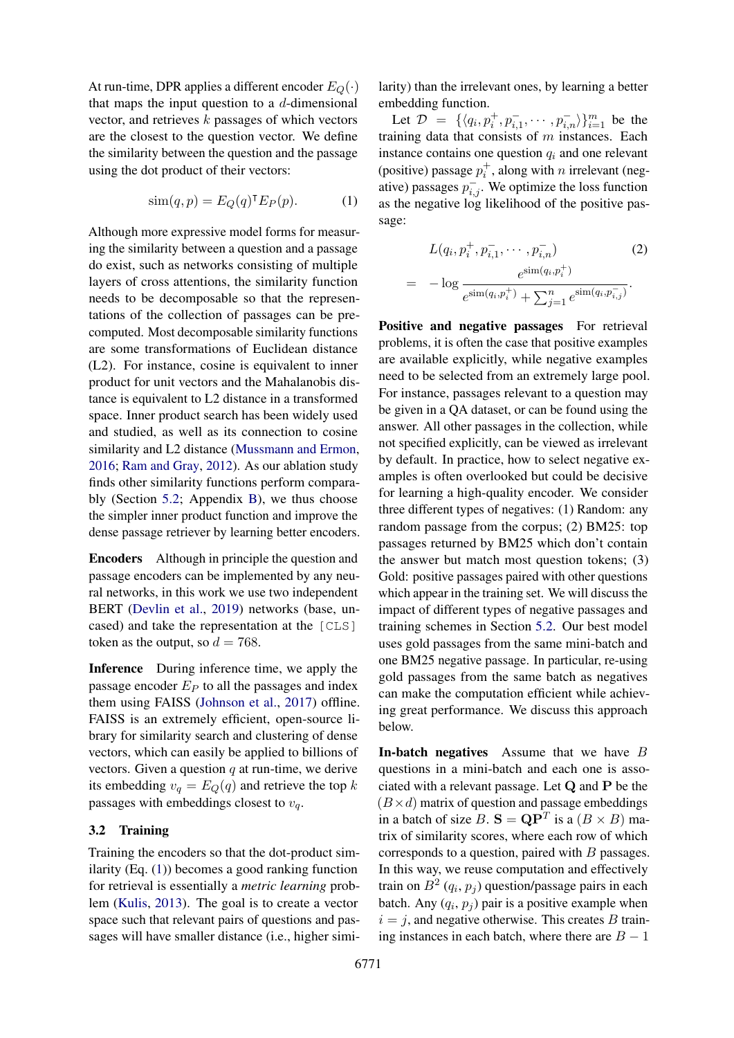At run-time, DPR applies a different encoder $E_Q(\cdot)$ that maps the input question to a $d$-dimensional vector, and retrieves $k$ passages of which vectors are the closest to the question vector. We define the similarity between the question and the passage using the dot product of their vectors:

$$\mathrm{sim}(q, p) = E_Q(q)^\intercal E_P(p). \tag{1}$$

Although more expressive model forms for measuring the similarity between a question and a passage do exist, such as networks consisting of multiple layers of cross attentions, the similarity function needs to be decomposable so that the representations of the collection of passages can be precomputed. Most decomposable similarity functions are some transformations of Euclidean distance (L2). For instance, cosine is equivalent to inner product for unit vectors and the Mahalanobis distance is equivalent to L2 distance in a transformed space. Inner product search has been widely used and studied, as well as its connection to cosine similarity and L2 distance (Mussmann and Ermon, 2016; Ram and Gray, 2012). As our ablation study finds other similarity functions perform comparably (Section 5.2; Appendix B), we thus choose the simpler inner product function and improve the dense passage retriever by learning better encoders.

**Encoders** Although in principle the question and passage encoders can be implemented by any neural networks, in this work we use two independent BERT (Devlin et al., 2019) networks (base, uncased) and take the representation at the [CLS] token as the output, so $d = 768$.

**Inference** During inference time, we apply the passage encoder $E_P$ to all the passages and index them using FAISS (Johnson et al., 2017) offline. FAISS is an extremely efficient, open-source library for similarity search and clustering of dense vectors, which can easily be applied to billions of vectors. Given a question $q$ at run-time, we derive its embedding $v_q = E_Q(q)$ and retrieve the top $k$ passages with embeddings closest to $v_q$.

### 3.2 Training

Training the encoders so that the dot-product similarity (Eq. (1)) becomes a good ranking function for retrieval is essentially a *metric learning* problem (Kulis, 2013). The goal is to create a vector space such that relevant pairs of questions and passages will have smaller distance (i.e., higher similarity) than the irrelevant ones, by learning a better embedding function.

Let $\mathcal{D} = \{\langle q_i, p_i^+, p_{i,1}^-, \cdots, p_{i,n}^- \rangle\}_{i=1}^m$ be the training data that consists of $m$ instances. Each instance contains one question $q_i$ and one relevant (positive) passage $p_i^+$, along with $n$ irrelevant (negative) passages $p_{i,j}^-$. We optimize the loss function as the negative log likelihood of the positive passage:

$$\begin{aligned} & L(q_i, p_i^+, p_{i,1}^-, \cdots, p_{i,n}^-) \qquad\qquad (2) \\ = & -\log \frac{e^{\mathrm{sim}(q_i, p_i^+)}}{e^{\mathrm{sim}(q_i, p_i^+)} + \sum_{j=1}^n e^{\mathrm{sim}(q_i, p_{i,j}^-)}}. \end{aligned}$$

**Positive and negative passages** For retrieval problems, it is often the case that positive examples are available explicitly, while negative examples need to be selected from an extremely large pool. For instance, passages relevant to a question may be given in a QA dataset, or can be found using the answer. All other passages in the collection, while not specified explicitly, can be viewed as irrelevant by default. In practice, how to select negative examples is often overlooked but could be decisive for learning a high-quality encoder. We consider three different types of negatives: (1) Random: any random passage from the corpus; (2) BM25: top passages returned by BM25 which don't contain the answer but match most question tokens; (3) Gold: positive passages paired with other questions which appear in the training set. We will discuss the impact of different types of negative passages and training schemes in Section 5.2. Our best model uses gold passages from the same mini-batch and one BM25 negative passage. In particular, re-using gold passages from the same batch as negatives can make the computation efficient while achieving great performance. We discuss this approach below.

**In-batch negatives** Assume that we have $B$ questions in a mini-batch and each one is associated with a relevant passage. Let $\mathbf{Q}$ and $\mathbf{P}$ be the $(B \times d)$ matrix of question and passage embeddings in a batch of size $B$. $\mathbf{S} = \mathbf{Q}\mathbf{P}^T$ is a $(B \times B)$ matrix of similarity scores, where each row of which corresponds to a question, paired with $B$ passages. In this way, we reuse computation and effectively train on $B^2$ $(q_i, p_j)$ question/passage pairs in each batch. Any $(q_i, p_j)$ pair is a positive example when $i = j$, and negative otherwise. This creates $B$ training instances in each batch, where there are $B - 1$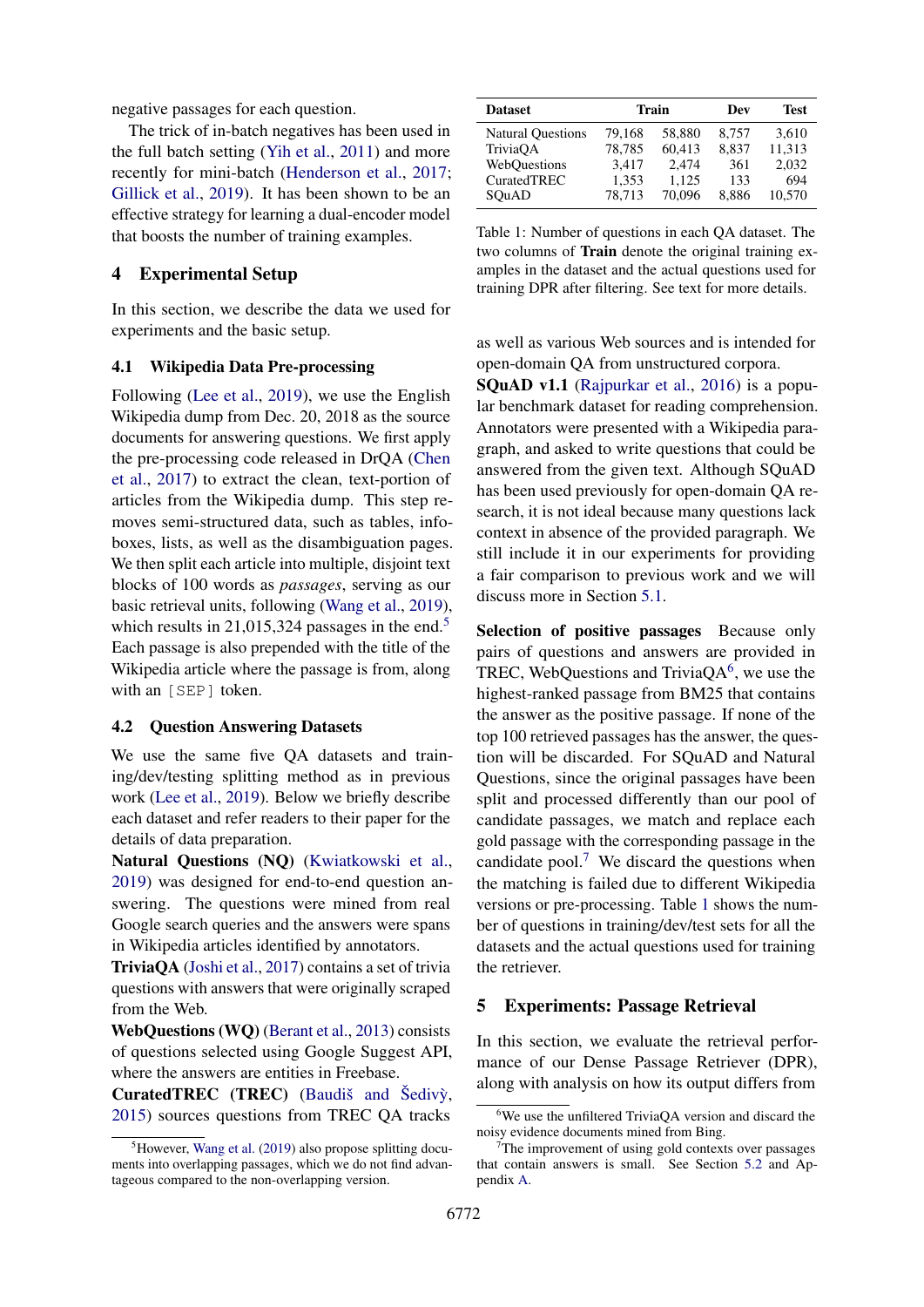negative passages for each question.

The trick of in-batch negatives has been used in the full batch setting (Yih et al., 2011) and more recently for mini-batch (Henderson et al., 2017; Gillick et al., 2019). It has been shown to be an effective strategy for learning a dual-encoder model that boosts the number of training examples.

## 4 Experimental Setup

In this section, we describe the data we used for experiments and the basic setup.

### 4.1 Wikipedia Data Pre-processing

Following (Lee et al., 2019), we use the English Wikipedia dump from Dec. 20, 2018 as the source documents for answering questions. We first apply the pre-processing code released in DrQA (Chen et al., 2017) to extract the clean, text-portion of articles from the Wikipedia dump. This step removes semi-structured data, such as tables, infoboxes, lists, as well as the disambiguation pages. We then split each article into multiple, disjoint text blocks of 100 words as *passages*, serving as our basic retrieval units, following (Wang et al., 2019), which results in 21,015,324 passages in the end.[5] Each passage is also prepended with the title of the Wikipedia article where the passage is from, along with an `[SEP]` token.

### 4.2 Question Answering Datasets

We use the same five QA datasets and training/dev/testing splitting method as in previous work (Lee et al., 2019). Below we briefly describe each dataset and refer readers to their paper for the details of data preparation.

**Natural Questions (NQ)** (Kwiatkowski et al., 2019) was designed for end-to-end question answering. The questions were mined from real Google search queries and the answers were spans in Wikipedia articles identified by annotators.

**TriviaQA** (Joshi et al., 2017) contains a set of trivia questions with answers that were originally scraped from the Web.

**WebQuestions (WQ)** (Berant et al., 2013) consists of questions selected using Google Suggest API, where the answers are entities in Freebase.

**CuratedTREC (TREC)** (Baudiš and Šedivỳ, 2015) sources questions from TREC QA tracks as well as various Web sources and is intended for open-domain QA from unstructured corpora.

**SQuAD v1.1** (Rajpurkar et al., 2016) is a popular benchmark dataset for reading comprehension. Annotators were presented with a Wikipedia paragraph, and asked to write questions that could be answered from the given text. Although SQuAD has been used previously for open-domain QA research, it is not ideal because many questions lack context in absence of the provided paragraph. We still include it in our experiments for providing a fair comparison to previous work and we will discuss more in Section 5.1.

| Dataset | Train | | Dev | Test |
|---|---|---|---|---|
| Natural Questions | 79,168 | 58,880 | 8,757 | 3,610 |
| TriviaQA | 78,785 | 60,413 | 8,837 | 11,313 |
| WebQuestions | 3,417 | 2,474 | 361 | 2,032 |
| CuratedTREC | 1,353 | 1,125 | 133 | 694 |
| SQuAD | 78,713 | 70,096 | 8,886 | 10,570 |

Table 1: Number of questions in each QA dataset. The two columns of **Train** denote the original training examples in the dataset and the actual questions used for training DPR after filtering. See text for more details.

**Selection of positive passages** Because only pairs of questions and answers are provided in TREC, WebQuestions and TriviaQA[6], we use the highest-ranked passage from BM25 that contains the answer as the positive passage. If none of the top 100 retrieved passages has the answer, the question will be discarded. For SQuAD and Natural Questions, since the original passages have been split and processed differently than our pool of candidate passages, we match and replace each gold passage with the corresponding passage in the candidate pool.[7] We discard the questions when the matching is failed due to different Wikipedia versions or pre-processing. Table 1 shows the number of questions in training/dev/test sets for all the datasets and the actual questions used for training the retriever.

## 5 Experiments: Passage Retrieval

In this section, we evaluate the retrieval performance of our Dense Passage Retriever (DPR), along with analysis on how its output differs from

[5] However, Wang et al. (2019) also propose splitting documents into overlapping passages, which we do not find advantageous compared to the non-overlapping version.

[6] We use the unfiltered TriviaQA version and discard the noisy evidence documents mined from Bing.

[7] The improvement of using gold contexts over passages that contain answers is small. See Section 5.2 and Appendix A.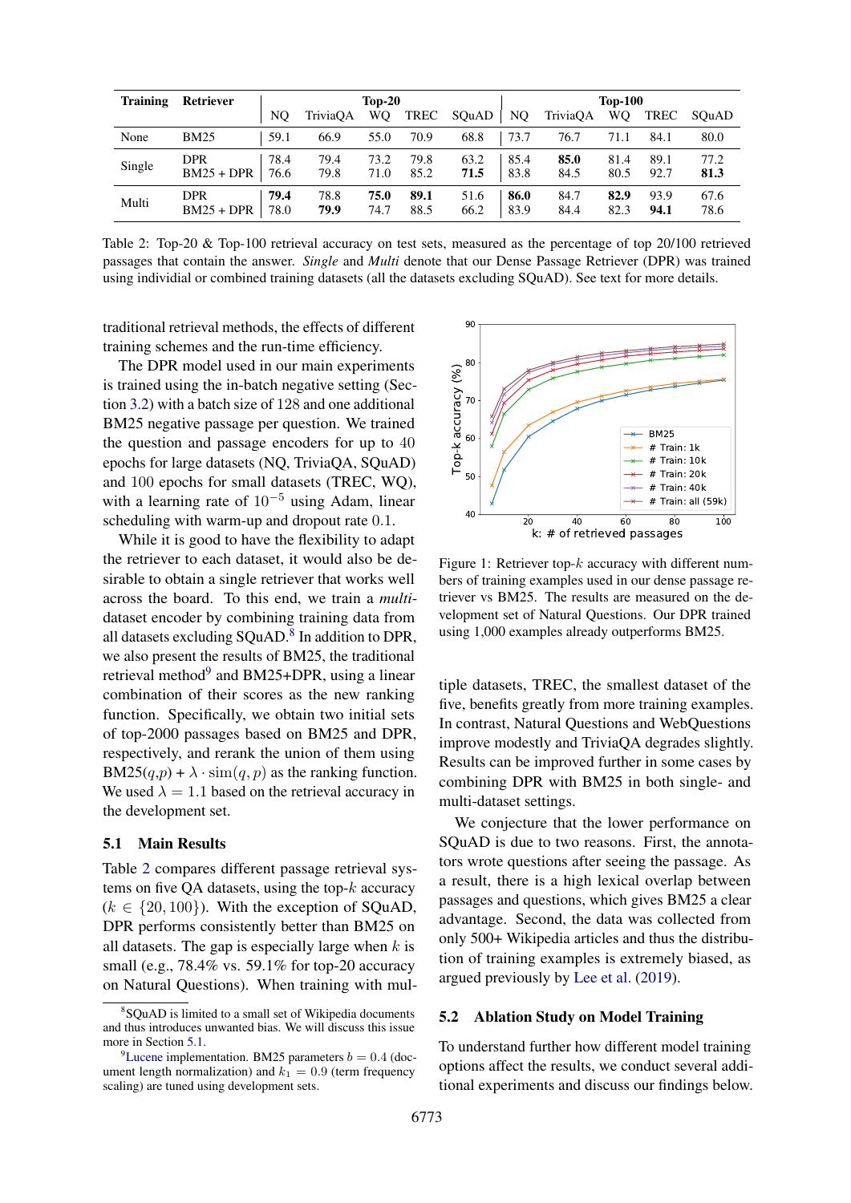| Training | Retriever | Top-20 | | | | | Top-100 | | | | |
|---|---|---|---|---|---|---|---|---|---|---|---|
| | | NQ | TriviaQA | WQ | TREC | SQuAD | NQ | TriviaQA | WQ | TREC | SQuAD |
| None | BM25 | 59.1 | 66.9 | 55.0 | 70.9 | 68.8 | 73.7 | 76.7 | 71.1 | 84.1 | 80.0 |
| Single | DPR | 78.4 | 79.4 | 73.2 | 79.8 | 63.2 | 85.4 | **85.0** | 81.4 | 89.1 | 77.2 |
| | BM25 + DPR | 76.6 | 79.8 | 71.0 | 85.2 | **71.5** | 83.8 | 84.5 | 80.5 | 92.7 | **81.3** |
| Multi | DPR | **79.4** | 78.8 | **75.0** | **89.1** | 51.6 | **86.0** | 84.7 | **82.9** | 93.9 | 67.6 |
| | BM25 + DPR | 78.0 | **79.9** | 74.7 | 88.5 | 66.2 | 83.9 | 84.4 | 82.3 | **94.1** | 78.6 |

Table 2: Top-20 & Top-100 retrieval accuracy on test sets, measured as the percentage of top 20/100 retrieved passages that contain the answer. *Single* and *Multi* denote that our Dense Passage Retriever (DPR) was trained using individial or combined training datasets (all the datasets excluding SQuAD). See text for more details.

traditional retrieval methods, the effects of different training schemes and the run-time efficiency.

The DPR model used in our main experiments is trained using the in-batch negative setting (Section 3.2) with a batch size of 128 and one additional BM25 negative passage per question. We trained the question and passage encoders for up to 40 epochs for large datasets (NQ, TriviaQA, SQuAD) and 100 epochs for small datasets (TREC, WQ), with a learning rate of $10^{-5}$ using Adam, linear scheduling with warm-up and dropout rate 0.1.

While it is good to have the flexibility to adapt the retriever to each dataset, it would also be desirable to obtain a single retriever that works well across the board. To this end, we train a *multi*-dataset encoder by combining training data from all datasets excluding SQuAD.[8] In addition to DPR, we also present the results of BM25, the traditional retrieval method[9] and BM25+DPR, using a linear combination of their scores as the new ranking function. Specifically, we obtain two initial sets of top-2000 passages based on BM25 and DPR, respectively, and rerank the union of them using BM25($q$,$p$) + $\lambda \cdot \text{sim}(q,p)$ as the ranking function. We used $\lambda = 1.1$ based on the retrieval accuracy in the development set.

## 5.1 Main Results

Table 2 compares different passage retrieval systems on five QA datasets, using the top-$k$ accuracy ($k \in \{20, 100\}$). With the exception of SQuAD, DPR performs consistently better than BM25 on all datasets. The gap is especially large when $k$ is small (e.g., 78.4% vs. 59.1% for top-20 accuracy on Natural Questions). When training with multiple datasets, TREC, the smallest dataset of the five, benefits greatly from more training examples. In contrast, Natural Questions and WebQuestions improve modestly and TriviaQA degrades slightly. Results can be improved further in some cases by combining DPR with BM25 in both single- and multi-dataset settings.

We conjecture that the lower performance on SQuAD is due to two reasons. First, the annotators wrote questions after seeing the passage. As a result, there is a high lexical overlap between passages and questions, which gives BM25 a clear advantage. Second, the data was collected from only 500+ Wikipedia articles and thus the distribution of training examples is extremely biased, as argued previously by Lee et al. (2019).

Figure 1: Retriever top-$k$ accuracy with different numbers of training examples used in our dense passage retriever vs BM25. The results are measured on the development set of Natural Questions. Our DPR trained using 1,000 examples already outperforms BM25.

## 5.2 Ablation Study on Model Training

To understand further how different model training options affect the results, we conduct several additional experiments and discuss our findings below.

[8] SQuAD is limited to a small set of Wikipedia documents and thus introduces unwanted bias. We will discuss this issue more in Section 5.1.

[9] Lucene implementation. BM25 parameters $b = 0.4$ (document length normalization) and $k_1 = 0.9$ (term frequency scaling) are tuned using development sets.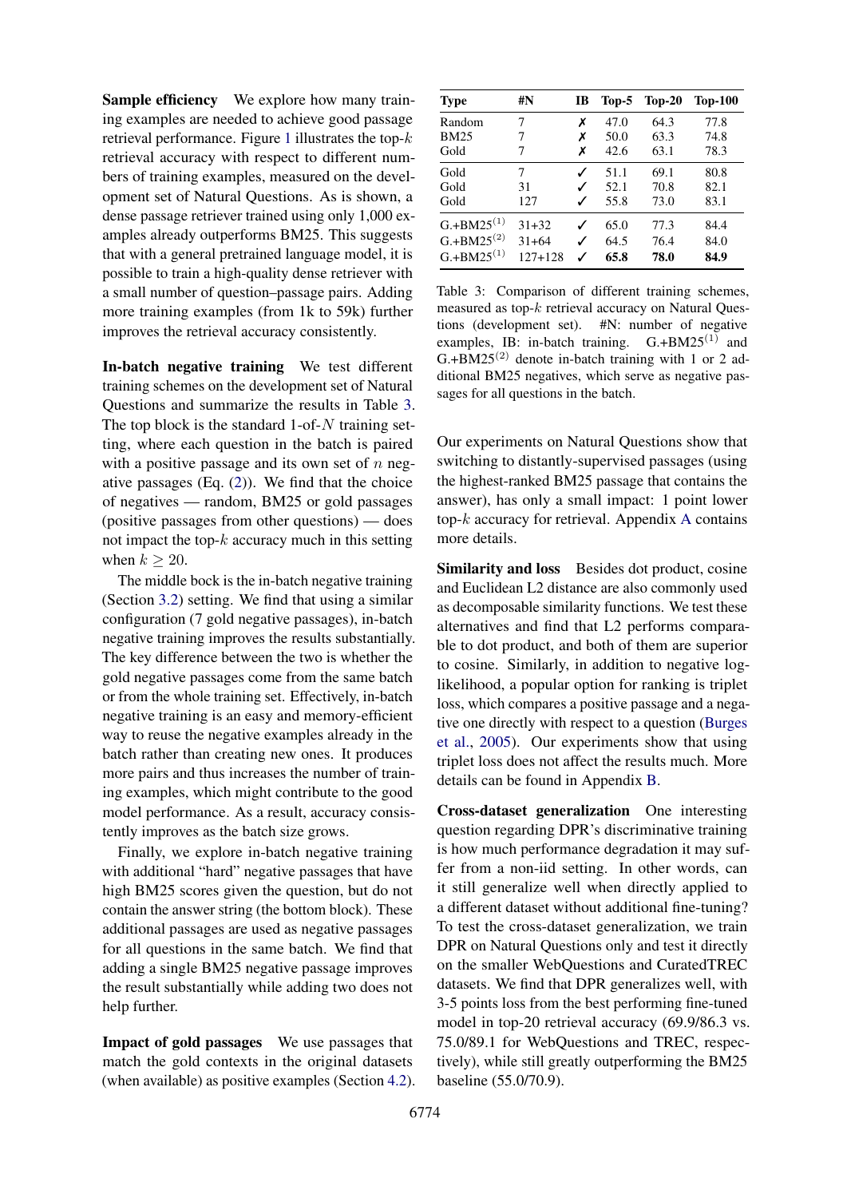**Sample efficiency** We explore how many training examples are needed to achieve good passage retrieval performance. Figure 1 illustrates the top-$k$ retrieval accuracy with respect to different numbers of training examples, measured on the development set of Natural Questions. As is shown, a dense passage retriever trained using only 1,000 examples already outperforms BM25. This suggests that with a general pretrained language model, it is possible to train a high-quality dense retriever with a small number of question–passage pairs. Adding more training examples (from 1k to 59k) further improves the retrieval accuracy consistently.

**In-batch negative training** We test different training schemes on the development set of Natural Questions and summarize the results in Table 3. The top block is the standard 1-of-$N$ training setting, where each question in the batch is paired with a positive passage and its own set of $n$ negative passages (Eq. (2)). We find that the choice of negatives — random, BM25 or gold passages (positive passages from other questions) — does not impact the top-$k$ accuracy much in this setting when $k \geq 20$.

The middle bock is the in-batch negative training (Section 3.2) setting. We find that using a similar configuration (7 gold negative passages), in-batch negative training improves the results substantially. The key difference between the two is whether the gold negative passages come from the same batch or from the whole training set. Effectively, in-batch negative training is an easy and memory-efficient way to reuse the negative examples already in the batch rather than creating new ones. It produces more pairs and thus increases the number of training examples, which might contribute to the good model performance. As a result, accuracy consistently improves as the batch size grows.

Finally, we explore in-batch negative training with additional "hard" negative passages that have high BM25 scores given the question, but do not contain the answer string (the bottom block). These additional passages are used as negative passages for all questions in the same batch. We find that adding a single BM25 negative passage improves the result substantially while adding two does not help further.

**Impact of gold passages** We use passages that match the gold contexts in the original datasets (when available) as positive examples (Section 4.2).

| Type | #N | IB | Top-5 | Top-20 | Top-100 |
|---|---|---|---|---|---|
| Random | 7 | ✗ | 47.0 | 64.3 | 77.8 |
| BM25 | 7 | ✗ | 50.0 | 63.3 | 74.8 |
| Gold | 7 | ✗ | 42.6 | 63.1 | 78.3 |
| Gold | 7 | ✓ | 51.1 | 69.1 | 80.8 |
| Gold | 31 | ✓ | 52.1 | 70.8 | 82.1 |
| Gold | 127 | ✓ | 55.8 | 73.0 | 83.1 |
| G.+BM25$^{(1)}$ | 31+32 | ✓ | 65.0 | 77.3 | 84.4 |
| G.+BM25$^{(2)}$ | 31+64 | ✓ | 64.5 | 76.4 | 84.0 |
| G.+BM25$^{(1)}$ | 127+128 | ✓ | **65.8** | **78.0** | **84.9** |

Table 3: Comparison of different training schemes, measured as top-$k$ retrieval accuracy on Natural Questions (development set). #N: number of negative examples, IB: in-batch training. G.+BM25$^{(1)}$ and G.+BM25$^{(2)}$ denote in-batch training with 1 or 2 additional BM25 negatives, which serve as negative passages for all questions in the batch.

Our experiments on Natural Questions show that switching to distantly-supervised passages (using the highest-ranked BM25 passage that contains the answer), has only a small impact: 1 point lower top-$k$ accuracy for retrieval. Appendix A contains more details.

**Similarity and loss** Besides dot product, cosine and Euclidean L2 distance are also commonly used as decomposable similarity functions. We test these alternatives and find that L2 performs comparable to dot product, and both of them are superior to cosine. Similarly, in addition to negative log-likelihood, a popular option for ranking is triplet loss, which compares a positive passage and a negative one directly with respect to a question (Burges et al., 2005). Our experiments show that using triplet loss does not affect the results much. More details can be found in Appendix B.

**Cross-dataset generalization** One interesting question regarding DPR's discriminative training is how much performance degradation it may suffer from a non-iid setting. In other words, can it still generalize well when directly applied to a different dataset without additional fine-tuning? To test the cross-dataset generalization, we train DPR on Natural Questions only and test it directly on the smaller WebQuestions and CuratedTREC datasets. We find that DPR generalizes well, with 3-5 points loss from the best performing fine-tuned model in top-20 retrieval accuracy (69.9/86.3 vs. 75.0/89.1 for WebQuestions and TREC, respectively), while still greatly outperforming the BM25 baseline (55.0/70.9).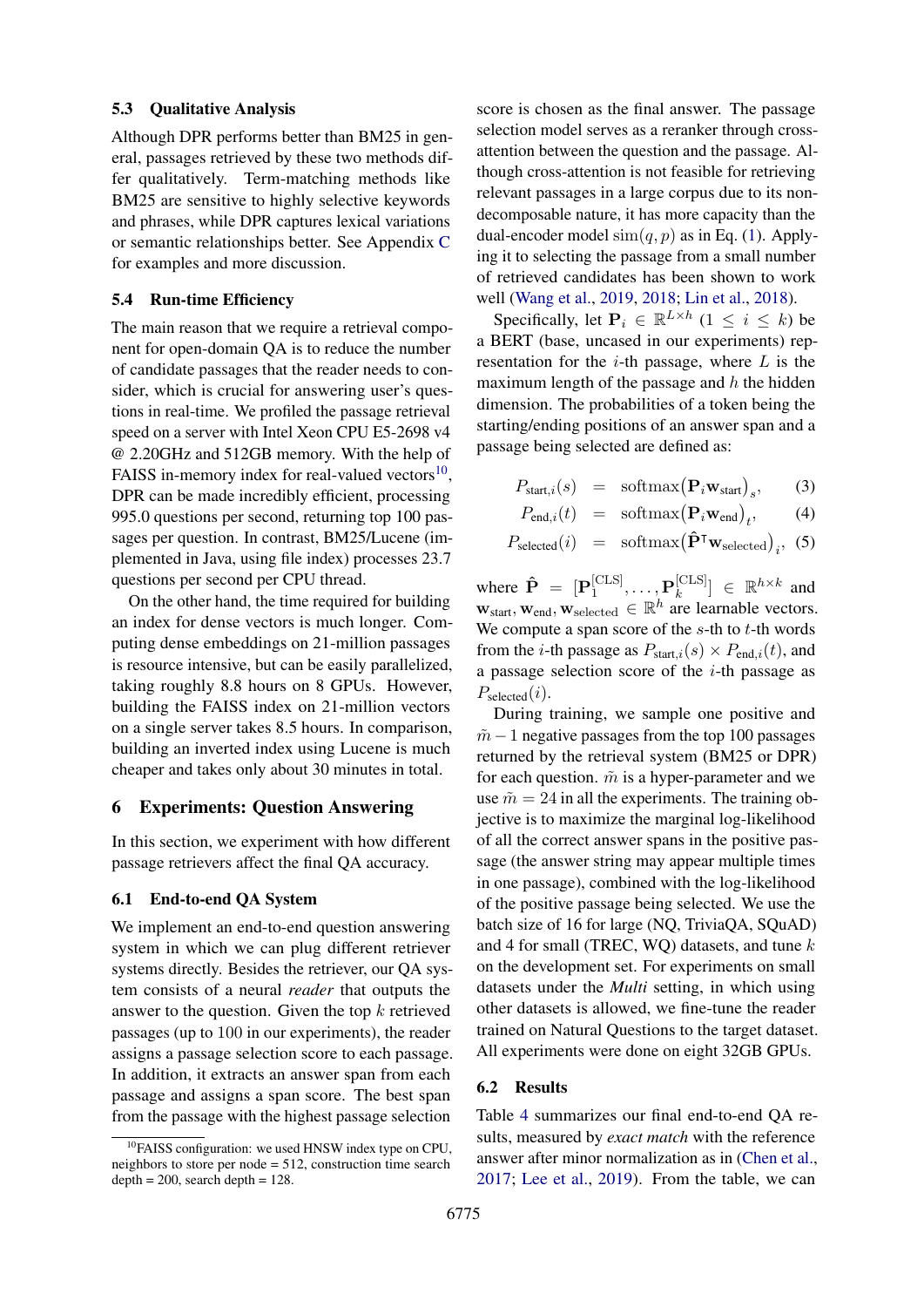### 5.3 Qualitative Analysis

Although DPR performs better than BM25 in general, passages retrieved by these two methods differ qualitatively. Term-matching methods like BM25 are sensitive to highly selective keywords and phrases, while DPR captures lexical variations or semantic relationships better. See Appendix C for examples and more discussion.

### 5.4 Run-time Efficiency

The main reason that we require a retrieval component for open-domain QA is to reduce the number of candidate passages that the reader needs to consider, which is crucial for answering user's questions in real-time. We profiled the passage retrieval speed on a server with Intel Xeon CPU E5-2698 v4 @ 2.20GHz and 512GB memory. With the help of FAISS in-memory index for real-valued vectors[10], DPR can be made incredibly efficient, processing 995.0 questions per second, returning top 100 passages per question. In contrast, BM25/Lucene (implemented in Java, using file index) processes 23.7 questions per second per CPU thread.

On the other hand, the time required for building an index for dense vectors is much longer. Computing dense embeddings on 21-million passages is resource intensive, but can be easily parallelized, taking roughly 8.8 hours on 8 GPUs. However, building the FAISS index on 21-million vectors on a single server takes 8.5 hours. In comparison, building an inverted index using Lucene is much cheaper and takes only about 30 minutes in total.

## 6 Experiments: Question Answering

In this section, we experiment with how different passage retrievers affect the final QA accuracy.

### 6.1 End-to-end QA System

We implement an end-to-end question answering system in which we can plug different retriever systems directly. Besides the retriever, our QA system consists of a neural *reader* that outputs the answer to the question. Given the top $k$ retrieved passages (up to 100 in our experiments), the reader assigns a passage selection score to each passage. In addition, it extracts an answer span from each passage and assigns a span score. The best span from the passage with the highest passage selection score is chosen as the final answer. The passage selection model serves as a reranker through cross-attention between the question and the passage. Although cross-attention is not feasible for retrieving relevant passages in a large corpus due to its non-decomposable nature, it has more capacity than the dual-encoder model $\mathrm{sim}(q, p)$ as in Eq. (1). Applying it to selecting the passage from a small number of retrieved candidates has been shown to work well (Wang et al., 2019, 2018; Lin et al., 2018).

Specifically, let $\mathbf{P}_i \in \mathbb{R}^{L \times h}$ ($1 \leq i \leq k$) be a BERT (base, uncased in our experiments) representation for the $i$-th passage, where $L$ is the maximum length of the passage and $h$ the hidden dimension. The probabilities of a token being the starting/ending positions of an answer span and a passage being selected are defined as:

$$P_{\text{start},i}(s) = \mathrm{softmax}\big(\mathbf{P}_i \mathbf{w}_{\text{start}}\big)_s, \quad (3)$$

$$P_{\text{end},i}(t) = \mathrm{softmax}\big(\mathbf{P}_i \mathbf{w}_{\text{end}}\big)_t, \quad (4)$$

$$P_{\text{selected}}(i) = \mathrm{softmax}\big(\hat{\mathbf{P}}^{\intercal} \mathbf{w}_{\text{selected}}\big)_i, \quad (5)$$

where $\hat{\mathbf{P}} = [\mathbf{P}_1^{\text{[CLS]}}, \ldots, \mathbf{P}_k^{\text{[CLS]}}] \in \mathbb{R}^{h \times k}$ and $\mathbf{w}_{\text{start}}, \mathbf{w}_{\text{end}}, \mathbf{w}_{\text{selected}} \in \mathbb{R}^h$ are learnable vectors. We compute a span score of the $s$-th to $t$-th words from the $i$-th passage as $P_{\text{start},i}(s) \times P_{\text{end},i}(t)$, and a passage selection score of the $i$-th passage as $P_{\text{selected}}(i)$.

During training, we sample one positive and $\tilde{m} - 1$ negative passages from the top 100 passages returned by the retrieval system (BM25 or DPR) for each question. $\tilde{m}$ is a hyper-parameter and we use $\tilde{m} = 24$ in all the experiments. The training objective is to maximize the marginal log-likelihood of all the correct answer spans in the positive passage (the answer string may appear multiple times in one passage), combined with the log-likelihood of the positive passage being selected. We use the batch size of 16 for large (NQ, TriviaQA, SQuAD) and 4 for small (TREC, WQ) datasets, and tune $k$ on the development set. For experiments on small datasets under the *Multi* setting, in which using other datasets is allowed, we fine-tune the reader trained on Natural Questions to the target dataset. All experiments were done on eight 32GB GPUs.

### 6.2 Results

Table 4 summarizes our final end-to-end QA results, measured by *exact match* with the reference answer after minor normalization as in (Chen et al., 2017; Lee et al., 2019). From the table, we can

[10]FAISS configuration: we used HNSW index type on CPU, neighbors to store per node = 512, construction time search depth = 200, search depth = 128.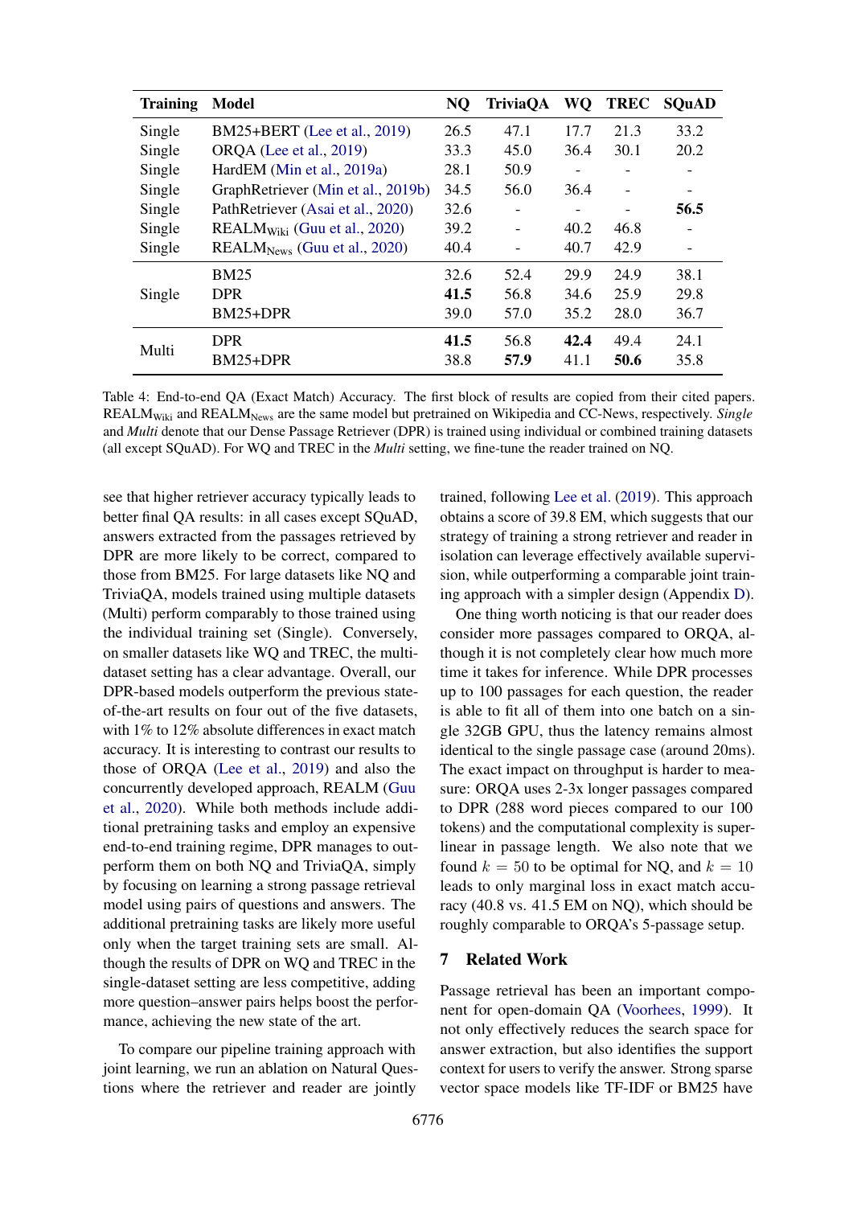| Training | Model | NQ | TriviaQA | WQ | TREC | SQuAD |
|---|---|---|---|---|---|---|
| Single | BM25+BERT (Lee et al., 2019) | 26.5 | 47.1 | 17.7 | 21.3 | 33.2 |
| Single | ORQA (Lee et al., 2019) | 33.3 | 45.0 | 36.4 | 30.1 | 20.2 |
| Single | HardEM (Min et al., 2019a) | 28.1 | 50.9 | - | - | - |
| Single | GraphRetriever (Min et al., 2019b) | 34.5 | 56.0 | 36.4 | - | - |
| Single | PathRetriever (Asai et al., 2020) | 32.6 | - | - | - | **56.5** |
| Single | $\text{REALM}_{\text{Wiki}}$ (Guu et al., 2020) | 39.2 | - | 40.2 | 46.8 | - |
| Single | $\text{REALM}_{\text{News}}$ (Guu et al., 2020) | 40.4 | - | 40.7 | 42.9 | - |
| Single | BM25 | 32.6 | 52.4 | 29.9 | 24.9 | 38.1 |
| | DPR | **41.5** | 56.8 | 34.6 | 25.9 | 29.8 |
| | BM25+DPR | 39.0 | 57.0 | 35.2 | 28.0 | 36.7 |
| Multi | DPR | **41.5** | 56.8 | **42.4** | 49.4 | 24.1 |
| | BM25+DPR | 38.8 | **57.9** | 41.1 | **50.6** | 35.8 |

Table 4: End-to-end QA (Exact Match) Accuracy. The first block of results are copied from their cited papers. $\text{REALM}_{\text{Wiki}}$ and $\text{REALM}_{\text{News}}$ are the same model but pretrained on Wikipedia and CC-News, respectively. *Single* and *Multi* denote that our Dense Passage Retriever (DPR) is trained using individual or combined training datasets (all except SQuAD). For WQ and TREC in the *Multi* setting, we fine-tune the reader trained on NQ.

see that higher retriever accuracy typically leads to better final QA results: in all cases except SQuAD, answers extracted from the passages retrieved by DPR are more likely to be correct, compared to those from BM25. For large datasets like NQ and TriviaQA, models trained using multiple datasets (Multi) perform comparably to those trained using the individual training set (Single). Conversely, on smaller datasets like WQ and TREC, the multi-dataset setting has a clear advantage. Overall, our DPR-based models outperform the previous state-of-the-art results on four out of the five datasets, with 1% to 12% absolute differences in exact match accuracy. It is interesting to contrast our results to those of ORQA (Lee et al., 2019) and also the concurrently developed approach, REALM (Guu et al., 2020). While both methods include additional pretraining tasks and employ an expensive end-to-end training regime, DPR manages to outperform them on both NQ and TriviaQA, simply by focusing on learning a strong passage retrieval model using pairs of questions and answers. The additional pretraining tasks are likely more useful only when the target training sets are small. Although the results of DPR on WQ and TREC in the single-dataset setting are less competitive, adding more question–answer pairs helps boost the performance, achieving the new state of the art.

To compare our pipeline training approach with joint learning, we run an ablation on Natural Questions where the retriever and reader are jointly trained, following Lee et al. (2019). This approach obtains a score of 39.8 EM, which suggests that our strategy of training a strong retriever and reader in isolation can leverage effectively available supervision, while outperforming a comparable joint training approach with a simpler design (Appendix D).

One thing worth noticing is that our reader does consider more passages compared to ORQA, although it is not completely clear how much more time it takes for inference. While DPR processes up to 100 passages for each question, the reader is able to fit all of them into one batch on a single 32GB GPU, thus the latency remains almost identical to the single passage case (around 20ms). The exact impact on throughput is harder to measure: ORQA uses 2-3x longer passages compared to DPR (288 word pieces compared to our 100 tokens) and the computational complexity is superlinear in passage length. We also note that we found $k = 50$ to be optimal for NQ, and $k = 10$ leads to only marginal loss in exact match accuracy (40.8 vs. 41.5 EM on NQ), which should be roughly comparable to ORQA's 5-passage setup.

## 7 Related Work

Passage retrieval has been an important component for open-domain QA (Voorhees, 1999). It not only effectively reduces the search space for answer extraction, but also identifies the support context for users to verify the answer. Strong sparse vector space models like TF-IDF or BM25 have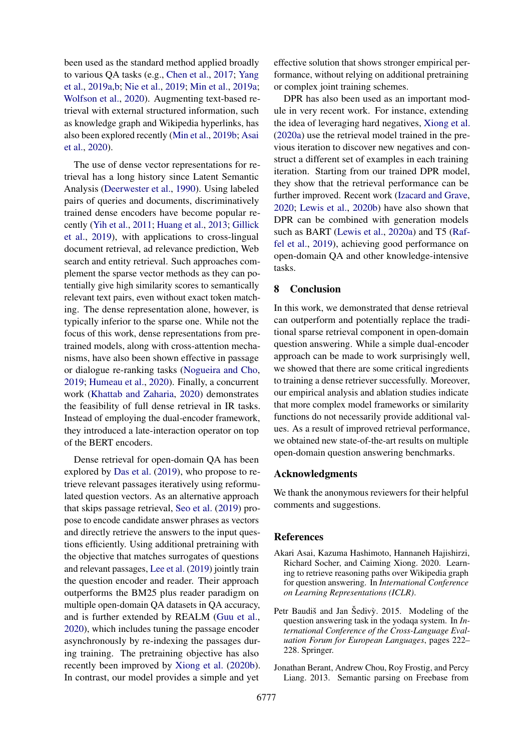been used as the standard method applied broadly to various QA tasks (e.g., Chen et al., 2017; Yang et al., 2019a,b; Nie et al., 2019; Min et al., 2019a; Wolfson et al., 2020). Augmenting text-based retrieval with external structured information, such as knowledge graph and Wikipedia hyperlinks, has also been explored recently (Min et al., 2019b; Asai et al., 2020).

The use of dense vector representations for retrieval has a long history since Latent Semantic Analysis (Deerwester et al., 1990). Using labeled pairs of queries and documents, discriminatively trained dense encoders have become popular recently (Yih et al., 2011; Huang et al., 2013; Gillick et al., 2019), with applications to cross-lingual document retrieval, ad relevance prediction, Web search and entity retrieval. Such approaches complement the sparse vector methods as they can potentially give high similarity scores to semantically relevant text pairs, even without exact token matching. The dense representation alone, however, is typically inferior to the sparse one. While not the focus of this work, dense representations from pretrained models, along with cross-attention mechanisms, have also been shown effective in passage or dialogue re-ranking tasks (Nogueira and Cho, 2019; Humeau et al., 2020). Finally, a concurrent work (Khattab and Zaharia, 2020) demonstrates the feasibility of full dense retrieval in IR tasks. Instead of employing the dual-encoder framework, they introduced a late-interaction operator on top of the BERT encoders.

Dense retrieval for open-domain QA has been explored by Das et al. (2019), who propose to retrieve relevant passages iteratively using reformulated question vectors. As an alternative approach that skips passage retrieval, Seo et al. (2019) propose to encode candidate answer phrases as vectors and directly retrieve the answers to the input questions efficiently. Using additional pretraining with the objective that matches surrogates of questions and relevant passages, Lee et al. (2019) jointly train the question encoder and reader. Their approach outperforms the BM25 plus reader paradigm on multiple open-domain QA datasets in QA accuracy, and is further extended by REALM (Guu et al., 2020), which includes tuning the passage encoder asynchronously by re-indexing the passages during training. The pretraining objective has also recently been improved by Xiong et al. (2020b). In contrast, our model provides a simple and yet effective solution that shows stronger empirical performance, without relying on additional pretraining or complex joint training schemes.

DPR has also been used as an important module in very recent work. For instance, extending the idea of leveraging hard negatives, Xiong et al. (2020a) use the retrieval model trained in the previous iteration to discover new negatives and construct a different set of examples in each training iteration. Starting from our trained DPR model, they show that the retrieval performance can be further improved. Recent work (Izacard and Grave, 2020; Lewis et al., 2020b) have also shown that DPR can be combined with generation models such as BART (Lewis et al., 2020a) and T5 (Raffel et al., 2019), achieving good performance on open-domain QA and other knowledge-intensive tasks.

## 8 Conclusion

In this work, we demonstrated that dense retrieval can outperform and potentially replace the traditional sparse retrieval component in open-domain question answering. While a simple dual-encoder approach can be made to work surprisingly well, we showed that there are some critical ingredients to training a dense retriever successfully. Moreover, our empirical analysis and ablation studies indicate that more complex model frameworks or similarity functions do not necessarily provide additional values. As a result of improved retrieval performance, we obtained new state-of-the-art results on multiple open-domain question answering benchmarks.

## Acknowledgments

We thank the anonymous reviewers for their helpful comments and suggestions.

## References

Akari Asai, Kazuma Hashimoto, Hannaneh Hajishirzi, Richard Socher, and Caiming Xiong. 2020. Learning to retrieve reasoning paths over Wikipedia graph for question answering. In *International Conference on Learning Representations (ICLR)*.

Petr Baudiš and Jan Šedivỳ. 2015. Modeling of the question answering task in the yodaqa system. In *International Conference of the Cross-Language Evaluation Forum for European Languages*, pages 222–228. Springer.

Jonathan Berant, Andrew Chou, Roy Frostig, and Percy Liang. 2013. Semantic parsing on Freebase from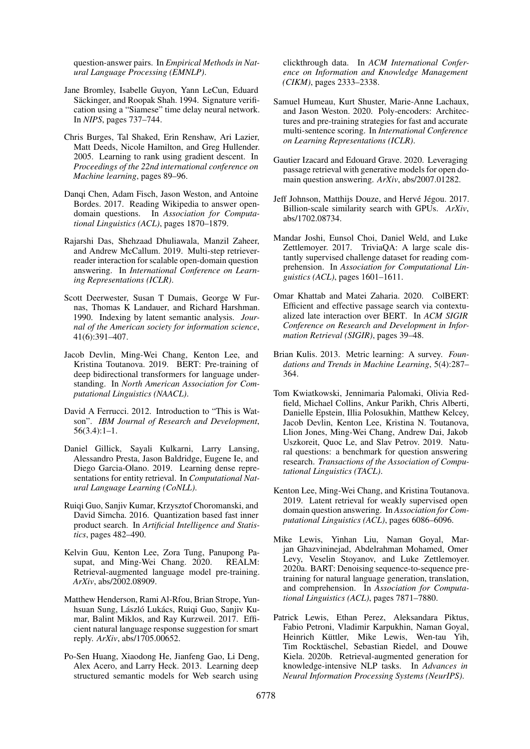question-answer pairs. In *Empirical Methods in Natural Language Processing (EMNLP)*.

Jane Bromley, Isabelle Guyon, Yann LeCun, Eduard Säckinger, and Roopak Shah. 1994. Signature verification using a "Siamese" time delay neural network. In *NIPS*, pages 737–744.

Chris Burges, Tal Shaked, Erin Renshaw, Ari Lazier, Matt Deeds, Nicole Hamilton, and Greg Hullender. 2005. Learning to rank using gradient descent. In *Proceedings of the 22nd international conference on Machine learning*, pages 89–96.

Danqi Chen, Adam Fisch, Jason Weston, and Antoine Bordes. 2017. Reading Wikipedia to answer open-domain questions. In *Association for Computational Linguistics (ACL)*, pages 1870–1879.

Rajarshi Das, Shehzaad Dhuliawala, Manzil Zaheer, and Andrew McCallum. 2019. Multi-step retriever-reader interaction for scalable open-domain question answering. In *International Conference on Learning Representations (ICLR)*.

Scott Deerwester, Susan T Dumais, George W Furnas, Thomas K Landauer, and Richard Harshman. 1990. Indexing by latent semantic analysis. *Journal of the American society for information science*, 41(6):391–407.

Jacob Devlin, Ming-Wei Chang, Kenton Lee, and Kristina Toutanova. 2019. BERT: Pre-training of deep bidirectional transformers for language understanding. In *North American Association for Computational Linguistics (NAACL)*.

David A Ferrucci. 2012. Introduction to "This is Watson". *IBM Journal of Research and Development*, 56(3.4):1–1.

Daniel Gillick, Sayali Kulkarni, Larry Lansing, Alessandro Presta, Jason Baldridge, Eugene Ie, and Diego Garcia-Olano. 2019. Learning dense representations for entity retrieval. In *Computational Natural Language Learning (CoNLL)*.

Ruiqi Guo, Sanjiv Kumar, Krzysztof Choromanski, and David Simcha. 2016. Quantization based fast inner product search. In *Artificial Intelligence and Statistics*, pages 482–490.

Kelvin Guu, Kenton Lee, Zora Tung, Panupong Pasupat, and Ming-Wei Chang. 2020. REALM: Retrieval-augmented language model pre-training. *ArXiv*, abs/2002.08909.

Matthew Henderson, Rami Al-Rfou, Brian Strope, Yun-hsuan Sung, László Lukács, Ruiqi Guo, Sanjiv Kumar, Balint Miklos, and Ray Kurzweil. 2017. Efficient natural language response suggestion for smart reply. *ArXiv*, abs/1705.00652.

Po-Sen Huang, Xiaodong He, Jianfeng Gao, Li Deng, Alex Acero, and Larry Heck. 2013. Learning deep structured semantic models for Web search using clickthrough data. In *ACM International Conference on Information and Knowledge Management (CIKM)*, pages 2333–2338.

Samuel Humeau, Kurt Shuster, Marie-Anne Lachaux, and Jason Weston. 2020. Poly-encoders: Architectures and pre-training strategies for fast and accurate multi-sentence scoring. In *International Conference on Learning Representations (ICLR)*.

Gautier Izacard and Edouard Grave. 2020. Leveraging passage retrieval with generative models for open domain question answering. *ArXiv*, abs/2007.01282.

Jeff Johnson, Matthijs Douze, and Hervé Jégou. 2017. Billion-scale similarity search with GPUs. *ArXiv*, abs/1702.08734.

Mandar Joshi, Eunsol Choi, Daniel Weld, and Luke Zettlemoyer. 2017. TriviaQA: A large scale distantly supervised challenge dataset for reading comprehension. In *Association for Computational Linguistics (ACL)*, pages 1601–1611.

Omar Khattab and Matei Zaharia. 2020. ColBERT: Efficient and effective passage search via contextualized late interaction over BERT. In *ACM SIGIR Conference on Research and Development in Information Retrieval (SIGIR)*, pages 39–48.

Brian Kulis. 2013. Metric learning: A survey. *Foundations and Trends in Machine Learning*, 5(4):287–364.

Tom Kwiatkowski, Jennimaria Palomaki, Olivia Redfield, Michael Collins, Ankur Parikh, Chris Alberti, Danielle Epstein, Illia Polosukhin, Matthew Kelcey, Jacob Devlin, Kenton Lee, Kristina N. Toutanova, Llion Jones, Ming-Wei Chang, Andrew Dai, Jakob Uszkoreit, Quoc Le, and Slav Petrov. 2019. Natural questions: a benchmark for question answering research. *Transactions of the Association of Computational Linguistics (TACL)*.

Kenton Lee, Ming-Wei Chang, and Kristina Toutanova. 2019. Latent retrieval for weakly supervised open domain question answering. In *Association for Computational Linguistics (ACL)*, pages 6086–6096.

Mike Lewis, Yinhan Liu, Naman Goyal, Marjan Ghazvininejad, Abdelrahman Mohamed, Omer Levy, Veselin Stoyanov, and Luke Zettlemoyer. 2020a. BART: Denoising sequence-to-sequence pre-training for natural language generation, translation, and comprehension. In *Association for Computational Linguistics (ACL)*, pages 7871–7880.

Patrick Lewis, Ethan Perez, Aleksandara Piktus, Fabio Petroni, Vladimir Karpukhin, Naman Goyal, Heinrich Küttler, Mike Lewis, Wen-tau Yih, Tim Rocktäschel, Sebastian Riedel, and Douwe Kiela. 2020b. Retrieval-augmented generation for knowledge-intensive NLP tasks. In *Advances in Neural Information Processing Systems (NeurIPS)*.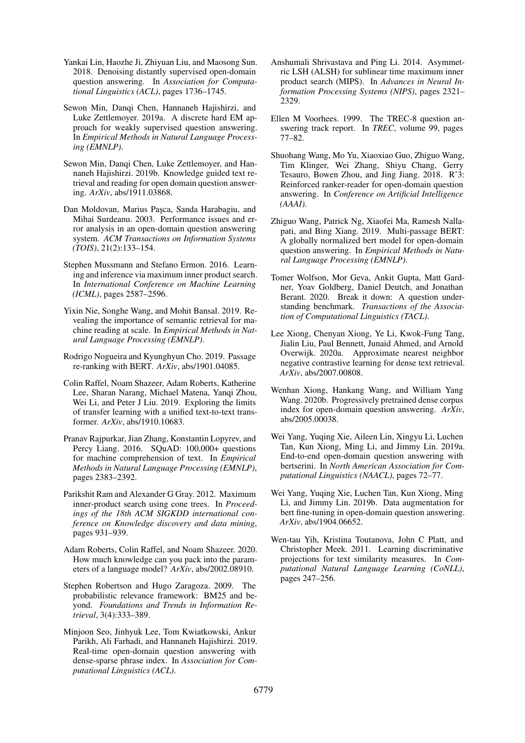Yankai Lin, Haozhe Ji, Zhiyuan Liu, and Maosong Sun. 2018. Denoising distantly supervised open-domain question answering. In *Association for Computational Linguistics (ACL)*, pages 1736–1745.

Sewon Min, Danqi Chen, Hannaneh Hajishirzi, and Luke Zettlemoyer. 2019a. A discrete hard EM approach for weakly supervised question answering. In *Empirical Methods in Natural Language Processing (EMNLP)*.

Sewon Min, Danqi Chen, Luke Zettlemoyer, and Hannaneh Hajishirzi. 2019b. Knowledge guided text retrieval and reading for open domain question answering. *ArXiv*, abs/1911.03868.

Dan Moldovan, Marius Paşca, Sanda Harabagiu, and Mihai Surdeanu. 2003. Performance issues and error analysis in an open-domain question answering system. *ACM Transactions on Information Systems (TOIS)*, 21(2):133–154.

Stephen Mussmann and Stefano Ermon. 2016. Learning and inference via maximum inner product search. In *International Conference on Machine Learning (ICML)*, pages 2587–2596.

Yixin Nie, Songhe Wang, and Mohit Bansal. 2019. Revealing the importance of semantic retrieval for machine reading at scale. In *Empirical Methods in Natural Language Processing (EMNLP)*.

Rodrigo Nogueira and Kyunghyun Cho. 2019. Passage re-ranking with BERT. *ArXiv*, abs/1901.04085.

Colin Raffel, Noam Shazeer, Adam Roberts, Katherine Lee, Sharan Narang, Michael Matena, Yanqi Zhou, Wei Li, and Peter J Liu. 2019. Exploring the limits of transfer learning with a unified text-to-text transformer. *ArXiv*, abs/1910.10683.

Pranav Rajpurkar, Jian Zhang, Konstantin Lopyrev, and Percy Liang. 2016. SQuAD: 100,000+ questions for machine comprehension of text. In *Empirical Methods in Natural Language Processing (EMNLP)*, pages 2383–2392.

Parikshit Ram and Alexander G Gray. 2012. Maximum inner-product search using cone trees. In *Proceedings of the 18th ACM SIGKDD international conference on Knowledge discovery and data mining*, pages 931–939.

Adam Roberts, Colin Raffel, and Noam Shazeer. 2020. How much knowledge can you pack into the parameters of a language model? *ArXiv*, abs/2002.08910.

Stephen Robertson and Hugo Zaragoza. 2009. The probabilistic relevance framework: BM25 and beyond. *Foundations and Trends in Information Retrieval*, 3(4):333–389.

Minjoon Seo, Jinhyuk Lee, Tom Kwiatkowski, Ankur Parikh, Ali Farhadi, and Hannaneh Hajishirzi. 2019. Real-time open-domain question answering with dense-sparse phrase index. In *Association for Computational Linguistics (ACL)*.

Anshumali Shrivastava and Ping Li. 2014. Asymmetric LSH (ALSH) for sublinear time maximum inner product search (MIPS). In *Advances in Neural Information Processing Systems (NIPS)*, pages 2321–2329.

Ellen M Voorhees. 1999. The TREC-8 question answering track report. In *TREC*, volume 99, pages 77–82.

Shuohang Wang, Mo Yu, Xiaoxiao Guo, Zhiguo Wang, Tim Klinger, Wei Zhang, Shiyu Chang, Gerry Tesauro, Bowen Zhou, and Jing Jiang. 2018. R^3: Reinforced ranker-reader for open-domain question answering. In *Conference on Artificial Intelligence (AAAI)*.

Zhiguo Wang, Patrick Ng, Xiaofei Ma, Ramesh Nallapati, and Bing Xiang. 2019. Multi-passage BERT: A globally normalized bert model for open-domain question answering. In *Empirical Methods in Natural Language Processing (EMNLP)*.

Tomer Wolfson, Mor Geva, Ankit Gupta, Matt Gardner, Yoav Goldberg, Daniel Deutch, and Jonathan Berant. 2020. Break it down: A question understanding benchmark. *Transactions of the Association of Computational Linguistics (TACL)*.

Lee Xiong, Chenyan Xiong, Ye Li, Kwok-Fung Tang, Jialin Liu, Paul Bennett, Junaid Ahmed, and Arnold Overwijk. 2020a. Approximate nearest neighbor negative contrastive learning for dense text retrieval. *ArXiv*, abs/2007.00808.

Wenhan Xiong, Hankang Wang, and William Yang Wang. 2020b. Progressively pretrained dense corpus index for open-domain question answering. *ArXiv*, abs/2005.00038.

Wei Yang, Yuqing Xie, Aileen Lin, Xingyu Li, Luchen Tan, Kun Xiong, Ming Li, and Jimmy Lin. 2019a. End-to-end open-domain question answering with bertserini. In *North American Association for Computational Linguistics (NAACL)*, pages 72–77.

Wei Yang, Yuqing Xie, Luchen Tan, Kun Xiong, Ming Li, and Jimmy Lin. 2019b. Data augmentation for bert fine-tuning in open-domain question answering. *ArXiv*, abs/1904.06652.

Wen-tau Yih, Kristina Toutanova, John C Platt, and Christopher Meek. 2011. Learning discriminative projections for text similarity measures. In *Computational Natural Language Learning (CoNLL)*, pages 247–256.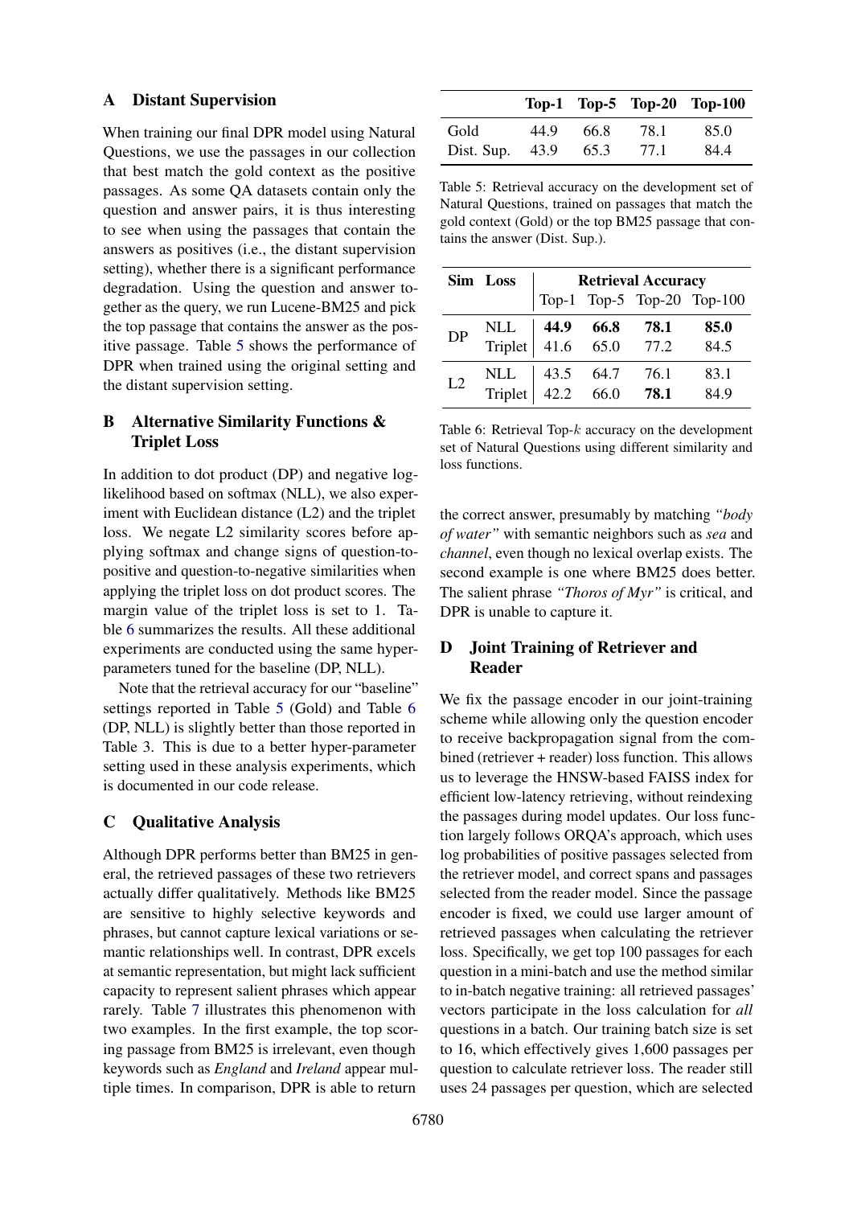## A Distant Supervision

When training our final DPR model using Natural Questions, we use the passages in our collection that best match the gold context as the positive passages. As some QA datasets contain only the question and answer pairs, it is thus interesting to see when using the passages that contain the answers as positives (i.e., the distant supervision setting), whether there is a significant performance degradation. Using the question and answer together as the query, we run Lucene-BM25 and pick the top passage that contains the answer as the positive passage. Table 5 shows the performance of DPR when trained using the original setting and the distant supervision setting.

| | **Top-1** | **Top-5** | **Top-20** | **Top-100** |
|---|---|---|---|---|
| Gold | 44.9 | 66.8 | 78.1 | 85.0 |
| Dist. Sup. | 43.9 | 65.3 | 77.1 | 84.4 |

Table 5: Retrieval accuracy on the development set of Natural Questions, trained on passages that match the gold context (Gold) or the top BM25 passage that contains the answer (Dist. Sup.).

## B Alternative Similarity Functions & Triplet Loss

In addition to dot product (DP) and negative log-likelihood based on softmax (NLL), we also experiment with Euclidean distance (L2) and the triplet loss. We negate L2 similarity scores before applying softmax and change signs of question-to-positive and question-to-negative similarities when applying the triplet loss on dot product scores. The margin value of the triplet loss is set to 1. Table 6 summarizes the results. All these additional experiments are conducted using the same hyper-parameters tuned for the baseline (DP, NLL).

Note that the retrieval accuracy for our "baseline" settings reported in Table 5 (Gold) and Table 6 (DP, NLL) is slightly better than those reported in Table 3. This is due to a better hyper-parameter setting used in these analysis experiments, which is documented in our code release.

| **Sim** | **Loss** | **Retrieval Accuracy** | | | |
|---|---|---|---|---|---|
| | | Top-1 | Top-5 | Top-20 | Top-100 |
| DP | NLL | **44.9** | **66.8** | **78.1** | **85.0** |
| | Triplet | 41.6 | 65.0 | 77.2 | 84.5 |
| L2 | NLL | 43.5 | 64.7 | 76.1 | 83.1 |
| | Triplet | 42.2 | 66.0 | **78.1** | 84.9 |

Table 6: Retrieval Top-$k$ accuracy on the development set of Natural Questions using different similarity and loss functions.

## C Qualitative Analysis

Although DPR performs better than BM25 in general, the retrieved passages of these two retrievers actually differ qualitatively. Methods like BM25 are sensitive to highly selective keywords and phrases, but cannot capture lexical variations or semantic relationships well. In contrast, DPR excels at semantic representation, but might lack sufficient capacity to represent salient phrases which appear rarely. Table 7 illustrates this phenomenon with two examples. In the first example, the top scoring passage from BM25 is irrelevant, even though keywords such as *England* and *Ireland* appear multiple times. In comparison, DPR is able to return the correct answer, presumably by matching *"body of water"* with semantic neighbors such as *sea* and *channel*, even though no lexical overlap exists. The second example is one where BM25 does better. The salient phrase *"Thoros of Myr"* is critical, and DPR is unable to capture it.

## D Joint Training of Retriever and Reader

We fix the passage encoder in our joint-training scheme while allowing only the question encoder to receive backpropagation signal from the combined (retriever + reader) loss function. This allows us to leverage the HNSW-based FAISS index for efficient low-latency retrieving, without reindexing the passages during model updates. Our loss function largely follows ORQA's approach, which uses log probabilities of positive passages selected from the retriever model, and correct spans and passages selected from the reader model. Since the passage encoder is fixed, we could use larger amount of retrieved passages when calculating the retriever loss. Specifically, we get top 100 passages for each question in a mini-batch and use the method similar to in-batch negative training: all retrieved passages' vectors participate in the loss calculation for *all* questions in a batch. Our training batch size is set to 16, which effectively gives 1,600 passages per question to calculate retriever loss. The reader still uses 24 passages per question, which are selected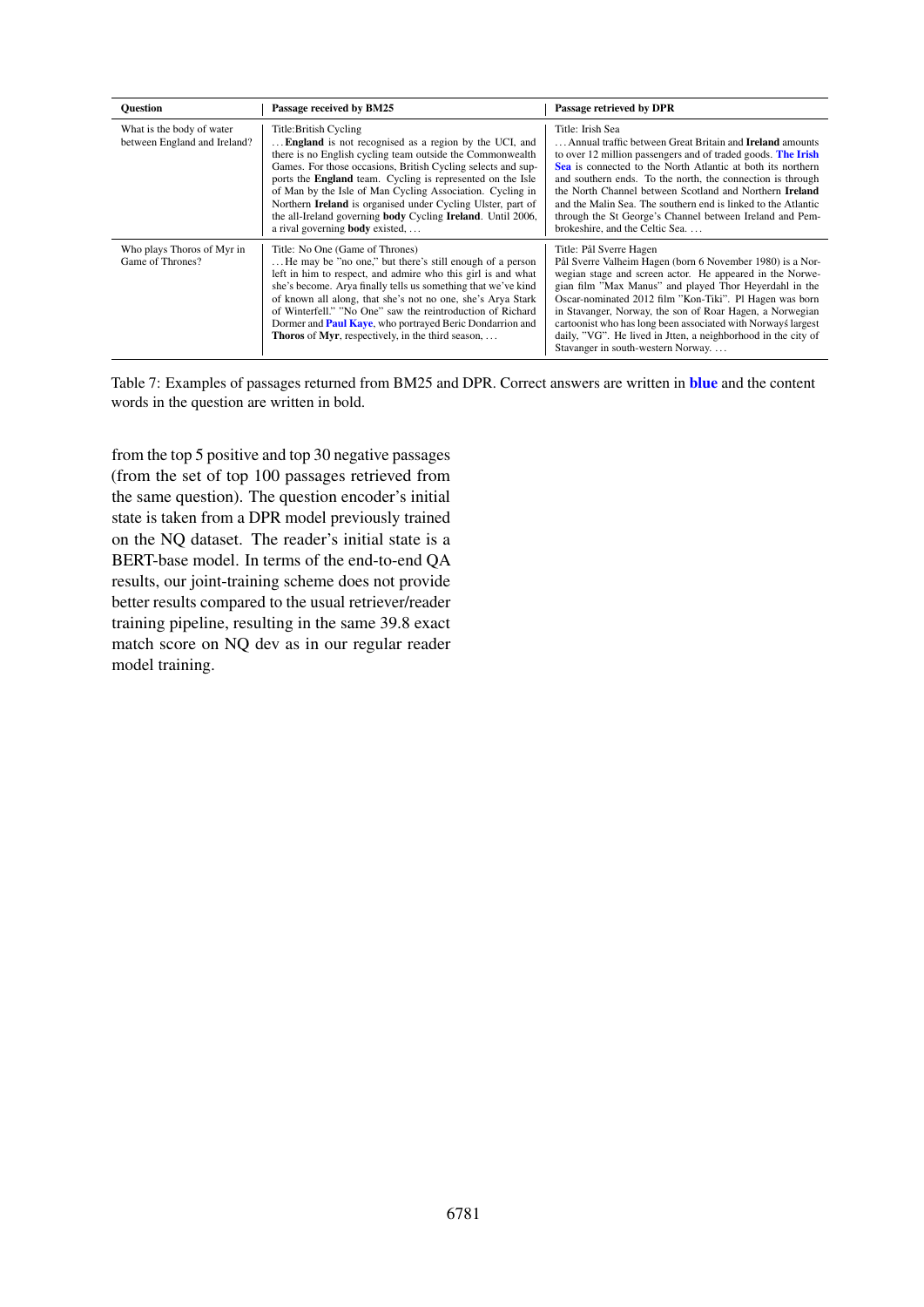| **Question** | **Passage received by BM25** | **Passage retrieved by DPR** |
|---|---|---|
| What is the body of water between England and Ireland? | Title:British Cycling ...**England** is not recognised as a region by the UCI, and there is no English cycling team outside the Commonwealth Games. For those occasions, British Cycling selects and supports the **England** team. Cycling is represented on the Isle of Man by the Isle of Man Cycling Association. Cycling in Northern **Ireland** is organised under Cycling Ulster, part of the all-Ireland governing **body** Cycling **Ireland**. Until 2006, a rival governing **body** existed, ... | Title: Irish Sea ...Annual traffic between Great Britain and **Ireland** amounts to over 12 million passengers and of traded goods. **The Irish Sea** is connected to the North Atlantic at both its northern and southern ends. To the north, the connection is through the North Channel between Scotland and Northern **Ireland** and the Malin Sea. The southern end is linked to the Atlantic through the St George's Channel between Ireland and Pembrokeshire, and the Celtic Sea. ... |
| Who plays Thoros of Myr in Game of Thrones? | Title: No One (Game of Thrones) ...He may be "no one," but there's still enough of a person left in him to respect, and admire who this girl is and what she's become. Arya finally tells us something that we've kind of known all along, that she's not no one, she's Arya Stark of Winterfell." "No One" saw the reintroduction of Richard Dormer and **Paul Kaye**, who portrayed Beric Dondarrion and **Thoros** of **Myr**, respectively, in the third season, ... | Title: Pål Sverre Hagen Pål Sverre Valheim Hagen (born 6 November 1980) is a Norwegian stage and screen actor. He appeared in the Norwegian film "Max Manus" and played Thor Heyerdahl in the Oscar-nominated 2012 film "Kon-Tiki". Pl Hagen was born in Stavanger, Norway, the son of Roar Hagen, a Norwegian cartoonist who has long been associated with Norwayś largest daily, "VG". He lived in Jtten, a neighborhood in the city of Stavanger in south-western Norway. ... |

Table 7: Examples of passages returned from BM25 and DPR. Correct answers are written in **blue** and the content words in the question are written in bold.

from the top 5 positive and top 30 negative passages (from the set of top 100 passages retrieved from the same question). The question encoder's initial state is taken from a DPR model previously trained on the NQ dataset. The reader's initial state is a BERT-base model. In terms of the end-to-end QA results, our joint-training scheme does not provide better results compared to the usual retriever/reader training pipeline, resulting in the same 39.8 exact match score on NQ dev as in our regular reader model training.